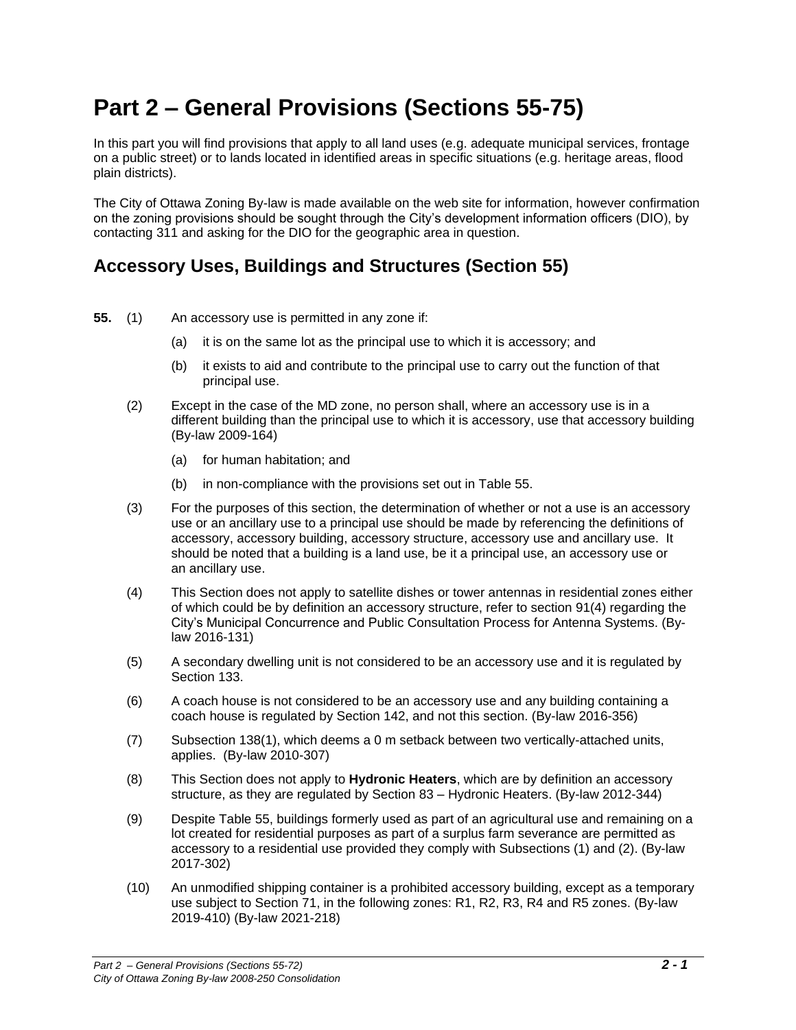# Part 2 – General Provisions (Sections 55-75)

In this part you will find provisions that apply to all land uses (e.g. adequate municipal services, frontage on a public street) or to lands located in identified areas in specific situations (e.g. heritage areas, flood plain districts).

The City of Ottawa Zoning By-law is made available on the web site for information, however confirmation on the zoning provisions should be sought through the City's development information officers (DIO), by contacting 311 and asking for the DIO for the geographic area in question.

## Accessory Uses, Buildings and Structures (Section 55)

**55.** (1) An accessory use is permitted in any zone if:

- (a) it is on the same lot as the principal use to which it is accessory; and
- (b) it exists to aid and contribute to the principal use to carry out the function of that principal use.

(2) Except in the case of the MD zone, no person shall, where an accessory use is in a different building than the principal use to which it is accessory, use that accessory building (By-law 2009-164)

- (a) for human habitation; and
- (b) in non-compliance with the provisions set out in Table 55.

(3) For the purposes of this section, the determination of whether or not a use is an accessory use or an ancillary use to a principal use should be made by referencing the definitions of accessory, accessory building, accessory structure, accessory use and ancillary use. It should be noted that a building is a land use, be it a principal use, an accessory use or an ancillary use.

(4) This Section does not apply to satellite dishes or tower antennas in residential zones either of which could be by definition an accessory structure, refer to section 91(4) regarding the City's Municipal Concurrence and Public Consultation Process for Antenna Systems. (By-law 2016-131)

(5) A secondary dwelling unit is not considered to be an accessory use and it is regulated by Section 133.

(6) A coach house is not considered to be an accessory use and any building containing a coach house is regulated by Section 142, and not this section. (By-law 2016-356)

(7) Subsection 138(1), which deems a 0 m setback between two vertically-attached units, applies. (By-law 2010-307)

(8) This Section does not apply to **Hydronic Heaters**, which are by definition an accessory structure, as they are regulated by Section 83 – Hydronic Heaters. (By-law 2012-344)

(9) Despite Table 55, buildings formerly used as part of an agricultural use and remaining on a lot created for residential purposes as part of a surplus farm severance are permitted as accessory to a residential use provided they comply with Subsections (1) and (2). (By-law 2017-302)

(10) An unmodified shipping container is a prohibited accessory building, except as a temporary use subject to Section 71, in the following zones: R1, R2, R3, R4 and R5 zones. (By-law 2019-410) (By-law 2021-218)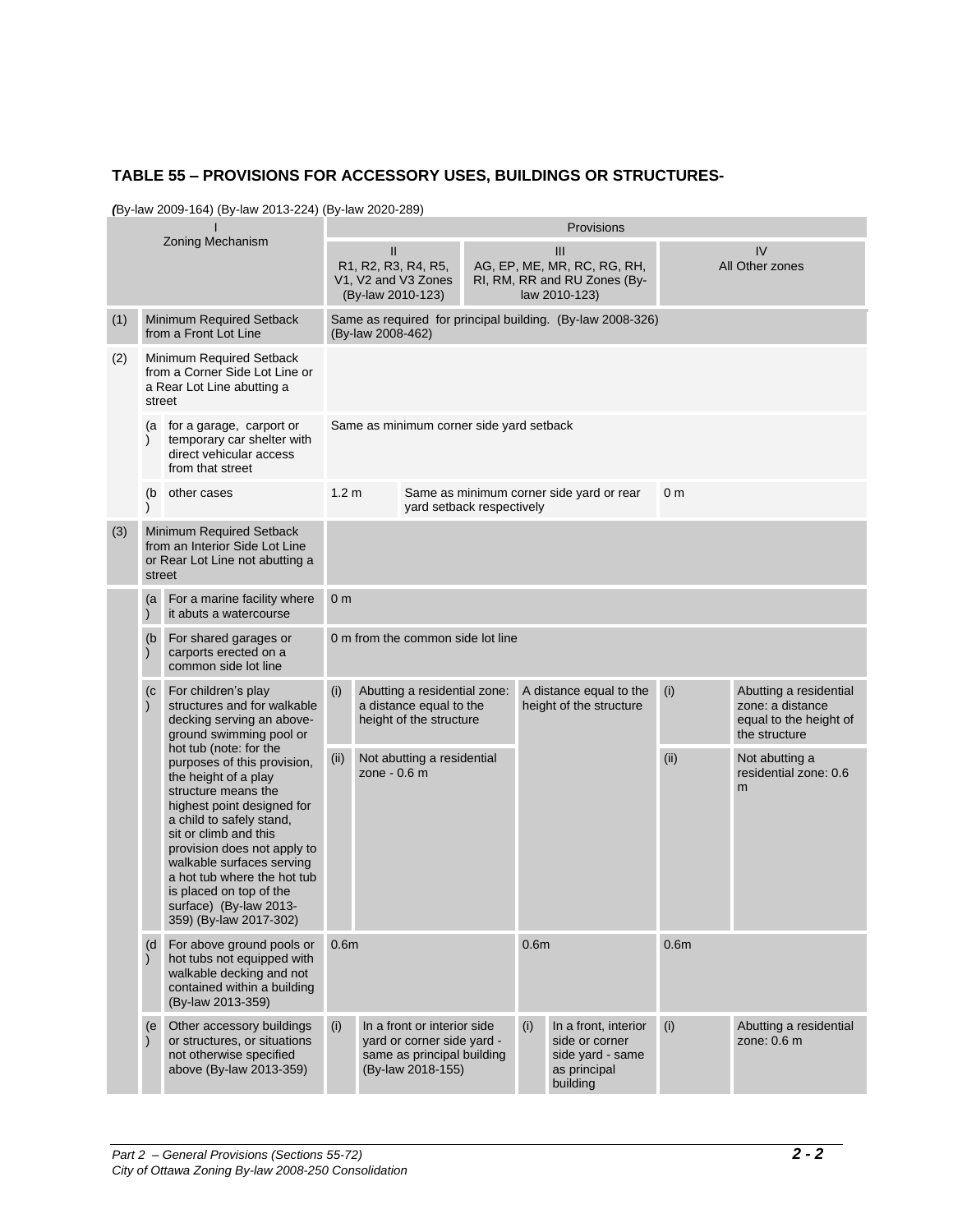## TABLE 55 – PROVISIONS FOR ACCESSORY USES, BUILDINGS OR STRUCTURES-

*(*By-law 2009-164) (By-law 2013-224) (By-law 2020-289)

| I Zoning Mechanism | | | Provisions | | | | | |
|---|---|---|---|---|---|---|---|---|
| | | | II R1, R2, R3, R4, R5, V1, V2 and V3 Zones (By-law 2010-123) | | III AG, EP, ME, MR, RC, RG, RH, RI, RM, RR and RU Zones (By-law 2010-123) | | IV All Other zones | |
| (1) | Minimum Required Setback from a Front Lot Line | | Same as required for principal building. (By-law 2008-326) (By-law 2008-462) | | | | | |
| (2) | Minimum Required Setback from a Corner Side Lot Line or a Rear Lot Line abutting a street | | | | | | | |
| | (a) | for a garage, carport or temporary car shelter with direct vehicular access from that street | Same as minimum corner side yard setback | | | | | |
| | (b) | other cases | 1.2 m | | Same as minimum corner side yard or rear yard setback respectively | | 0 m | |
| (3) | Minimum Required Setback from an Interior Side Lot Line or Rear Lot Line not abutting a street | | | | | | | |
| | (a) | For a marine facility where it abuts a watercourse | 0 m | | | | | |
| | (b) | For shared garages or carports erected on a common side lot line | 0 m from the common side lot line | | | | | |
| | (c) | For children's play structures and for walkable decking serving an above-ground swimming pool or hot tub (note: for the purposes of this provision, the height of a play structure means the highest point designed for a child to safely stand, sit or climb and this provision does not apply to walkable surfaces serving a hot tub where the hot tub is placed on top of the surface) (By-law 2013-359) (By-law 2017-302) | (i) | Abutting a residential zone: a distance equal to the height of the structure | A distance equal to the height of the structure | | (i) | Abutting a residential zone: a distance equal to the height of the structure |
| | | | (ii) | Not abutting a residential zone - 0.6 m | | | (ii) | Not abutting a residential zone: 0.6 m |
| | (d) | For above ground pools or hot tubs not equipped with walkable decking and not contained within a building (By-law 2013-359) | 0.6m | | 0.6m | | 0.6m | |
| | (e) | Other accessory buildings or structures, or situations not otherwise specified above (By-law 2013-359) | (i) | In a front or interior side yard or corner side yard - same as principal building (By-law 2018-155) | (i) | In a front, interior side or corner side yard - same as principal building | (i) | Abutting a residential zone: 0.6 m |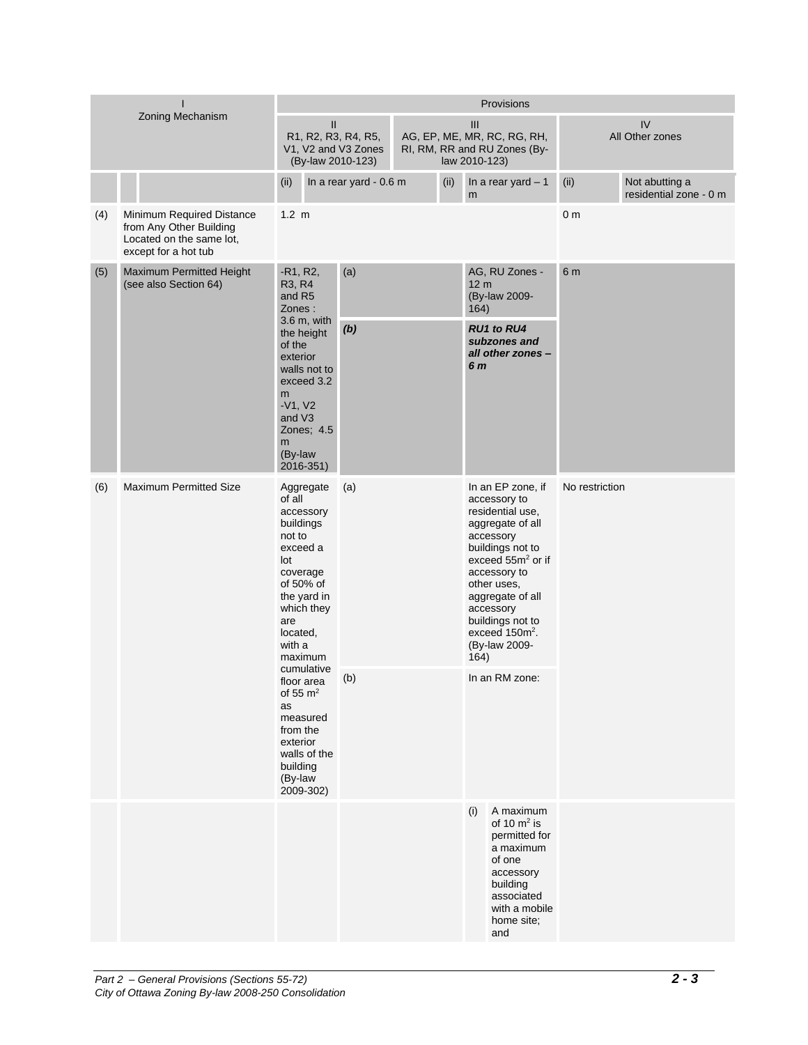| I Zoning Mechanism | | Provisions | | | | | |
|---|---|---|---|---|---|---|---|
| | | II R1, R2, R3, R4, R5, V1, V2 and V3 Zones (By-law 2010-123) | | III AG, EP, ME, MR, RC, RG, RH, RI, RM, RR and RU Zones (By-law 2010-123) | | IV All Other zones | |
| | | (ii) | In a rear yard - 0.6 m | (ii) | In a rear yard – 1 m | (ii) | Not abutting a residential zone - 0 m |
| (4) | Minimum Required Distance from Any Other Building Located on the same lot, except for a hot tub | 1.2 m | | | | 0 m | |
| (5) | Maximum Permitted Height (see also Section 64) | -R1, R2, R3, R4 and R5 Zones : 3.6 m, with the height of the exterior walls not to exceed 3.2 m -V1, V2 and V3 Zones; 4.5 m (By-law 2016-351) | (a) | | AG, RU Zones - 12 m (By-law 2009-164) | 6 m | |
| | | | ***(b)*** | | ***RU1 to RU4 subzones and all other zones – 6 m*** | | |
| (6) | Maximum Permitted Size | Aggregate of all accessory buildings not to exceed a lot coverage of 50% of the yard in which they are located, with a maximum cumulative floor area of 55 m² as measured from the exterior walls of the building (By-law 2009-302) | (a) | | In an EP zone, if accessory to residential use, aggregate of all accessory buildings not to exceed 55m² or if accessory to other uses, aggregate of all accessory buildings not to exceed 150m². (By-law 2009-164) | No restriction | |
| | | | (b) | | In an RM zone: | | |
| | | | | (i) | A maximum of 10 m² is permitted for a maximum of one accessory building associated with a mobile home site; and | | |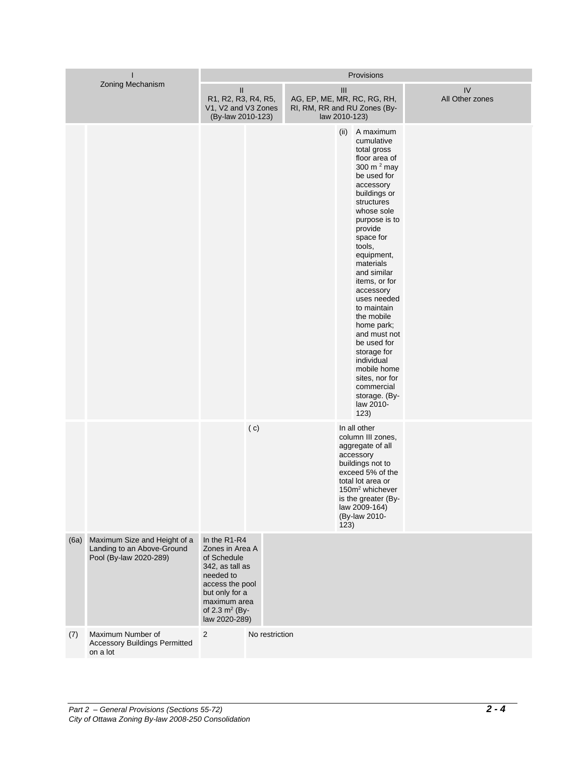| I | Zoning Mechanism | Provisions | | | | | |
|---|---|---|---|---|---|---|---|
| | | II<br>R1, R2, R3, R4, R5, V1, V2 and V3 Zones (By-law 2010-123) | | III<br>AG, EP, ME, MR, RC, RG, RH, RI, RM, RR and RU Zones (By-law 2010-123) | | | IV<br>All Other zones |
| | | | | | (ii) | A maximum cumulative total gross floor area of 300 m $^2$ may be used for accessory buildings or structures whose sole purpose is to provide space for tools, equipment, materials and similar items, or for accessory uses needed to maintain the mobile home park; and must not be used for storage for individual mobile home sites, nor for commercial storage. (By-law 2010-123) | |
| | | | ( c) | | In all other column III zones, aggregate of all accessory buildings not to exceed 5% of the total lot area or 150m $^2$ whichever is the greater (By-law 2009-164) (By-law 2010-123) | | |
| (6a) | Maximum Size and Height of a Landing to an Above-Ground Pool (By-law 2020-289) | In the R1-R4 Zones in Area A of Schedule 342, as tall as needed to access the pool but only for a maximum area of 2.3 m $^2$ (By-law 2020-289) | | | | | |
| (7) | Maximum Number of Accessory Buildings Permitted on a lot | 2 | No restriction | | | | |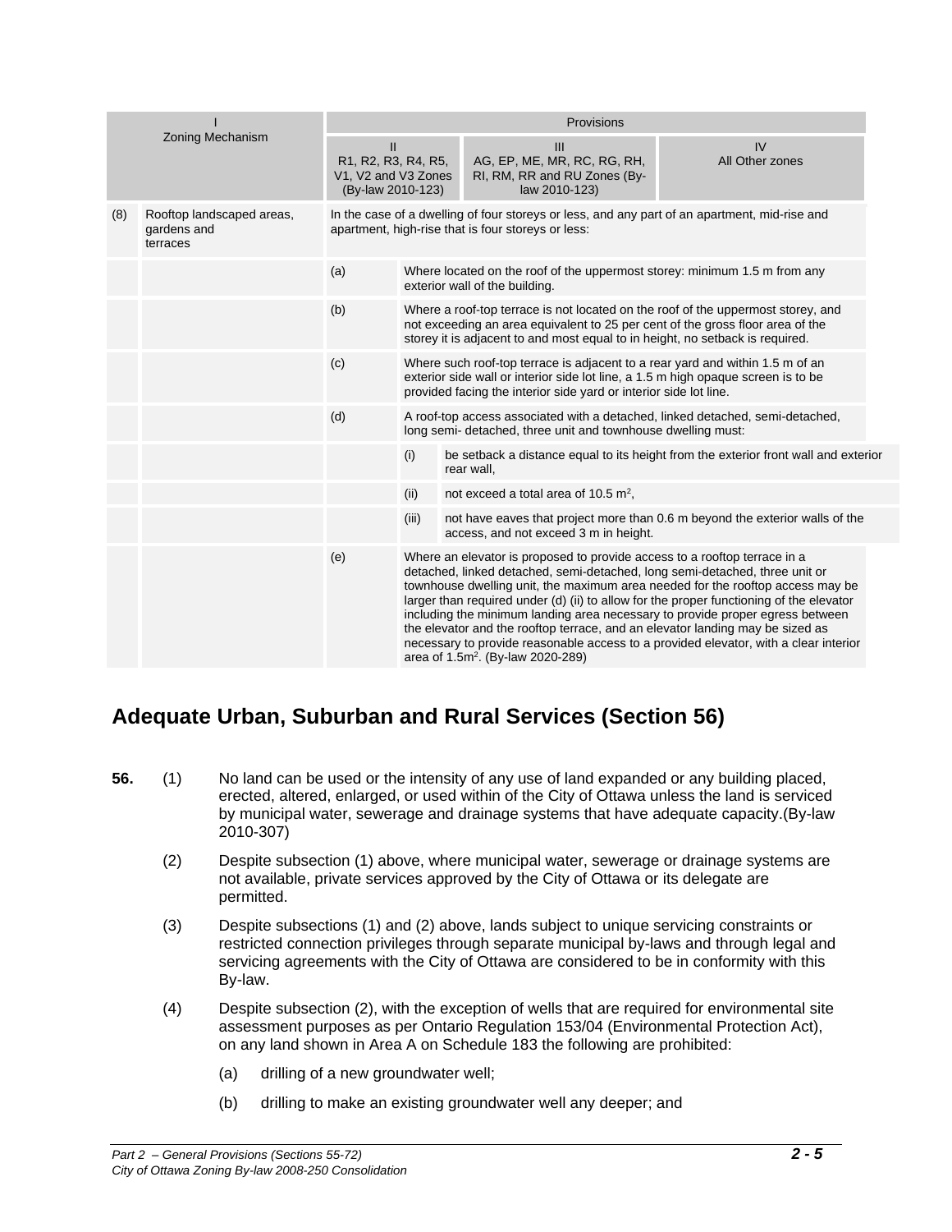| | I Zoning Mechanism | Provisions | | |
|---|---|---|---|---|
| | | II R1, R2, R3, R4, R5, V1, V2 and V3 Zones (By-law 2010-123) | III AG, EP, ME, MR, RC, RG, RH, RI, RM, RR and RU Zones (By-law 2010-123) | IV All Other zones |
| (8) | Rooftop landscaped areas, gardens and terraces | In the case of a dwelling of four storeys or less, and any part of an apartment, mid-rise and apartment, high-rise that is four storeys or less: | | |
| | | (a) Where located on the roof of the uppermost storey: minimum 1.5 m from any exterior wall of the building. | | |
| | | (b) Where a roof-top terrace is not located on the roof of the uppermost storey, and not exceeding an area equivalent to 25 per cent of the gross floor area of the storey it is adjacent to and most equal to in height, no setback is required. | | |
| | | (c) Where such roof-top terrace is adjacent to a rear yard and within 1.5 m of an exterior side wall or interior side lot line, a 1.5 m high opaque screen is to be provided facing the interior side yard or interior side lot line. | | |
| | | (d) A roof-top access associated with a detached, linked detached, semi-detached, long semi- detached, three unit and townhouse dwelling must: | | |
| | | (i) be setback a distance equal to its height from the exterior front wall and exterior rear wall, | | |
| | | (ii) not exceed a total area of 10.5 $m^2$, | | |
| | | (iii) not have eaves that project more than 0.6 m beyond the exterior walls of the access, and not exceed 3 m in height. | | |
| | | (e) Where an elevator is proposed to provide access to a rooftop terrace in a detached, linked detached, semi-detached, long semi-detached, three unit or townhouse dwelling unit, the maximum area needed for the rooftop access may be larger than required under (d) (ii) to allow for the proper functioning of the elevator including the minimum landing area necessary to provide proper egress between the elevator and the rooftop terrace, and an elevator landing may be sized as necessary to provide reasonable access to a provided elevator, with a clear interior area of 1.5$m^2$. (By-law 2020-289) | | |

## Adequate Urban, Suburban and Rural Services (Section 56)

**56.** (1) No land can be used or the intensity of any use of land expanded or any building placed, erected, altered, enlarged, or used within of the City of Ottawa unless the land is serviced by municipal water, sewerage and drainage systems that have adequate capacity.(By-law 2010-307)

(2) Despite subsection (1) above, where municipal water, sewerage or drainage systems are not available, private services approved by the City of Ottawa or its delegate are permitted.

(3) Despite subsections (1) and (2) above, lands subject to unique servicing constraints or restricted connection privileges through separate municipal by-laws and through legal and servicing agreements with the City of Ottawa are considered to be in conformity with this By-law.

(4) Despite subsection (2), with the exception of wells that are required for environmental site assessment purposes as per Ontario Regulation 153/04 (Environmental Protection Act), on any land shown in Area A on Schedule 183 the following are prohibited:

(a) drilling of a new groundwater well;

(b) drilling to make an existing groundwater well any deeper; and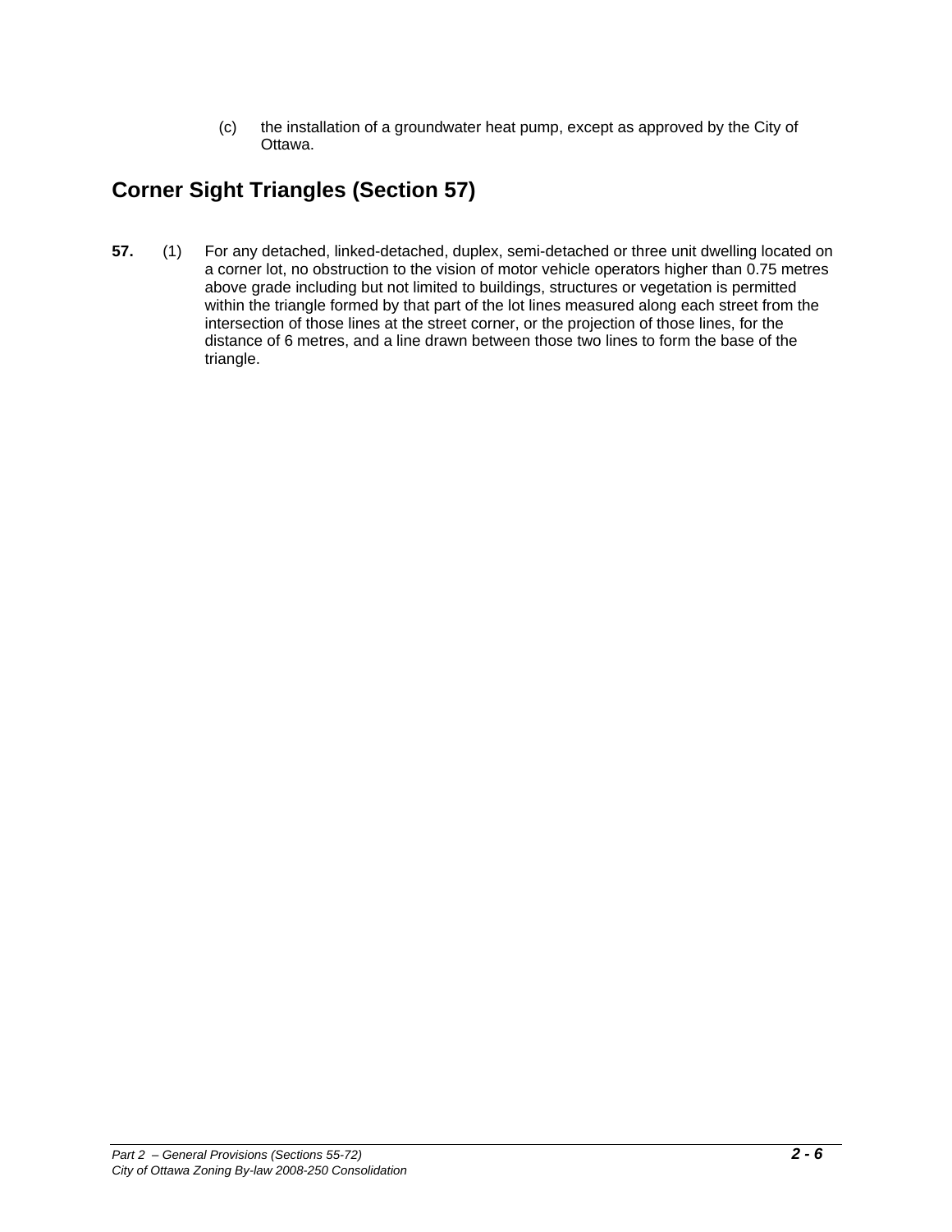(c) the installation of a groundwater heat pump, except as approved by the City of Ottawa.

## Corner Sight Triangles (Section 57)

**57.** (1) For any detached, linked-detached, duplex, semi-detached or three unit dwelling located on a corner lot, no obstruction to the vision of motor vehicle operators higher than 0.75 metres above grade including but not limited to buildings, structures or vegetation is permitted within the triangle formed by that part of the lot lines measured along each street from the intersection of those lines at the street corner, or the projection of those lines, for the distance of 6 metres, and a line drawn between those two lines to form the base of the triangle.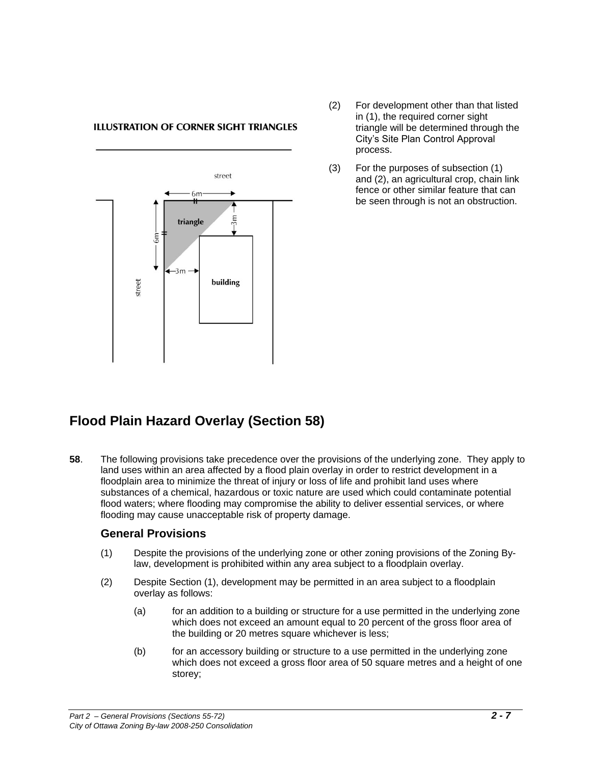**ILLUSTRATION OF CORNER SIGHT TRIANGLES**

street

6m

triangle

3m

6m

3m

building

street

(2) For development other than that listed in (1), the required corner sight triangle will be determined through the City's Site Plan Control Approval process.

(3) For the purposes of subsection (1) and (2), an agricultural crop, chain link fence or other similar feature that can be seen through is not an obstruction.

## Flood Plain Hazard Overlay (Section 58)

**58**. The following provisions take precedence over the provisions of the underlying zone. They apply to land uses within an area affected by a flood plain overlay in order to restrict development in a floodplain area to minimize the threat of injury or loss of life and prohibit land uses where substances of a chemical, hazardous or toxic nature are used which could contaminate potential flood waters; where flooding may compromise the ability to deliver essential services, or where flooding may cause unacceptable risk of property damage.

### General Provisions

(1) Despite the provisions of the underlying zone or other zoning provisions of the Zoning By-law, development is prohibited within any area subject to a floodplain overlay.

(2) Despite Section (1), development may be permitted in an area subject to a floodplain overlay as follows:

(a) for an addition to a building or structure for a use permitted in the underlying zone which does not exceed an amount equal to 20 percent of the gross floor area of the building or 20 metres square whichever is less;

(b) for an accessory building or structure to a use permitted in the underlying zone which does not exceed a gross floor area of 50 square metres and a height of one storey;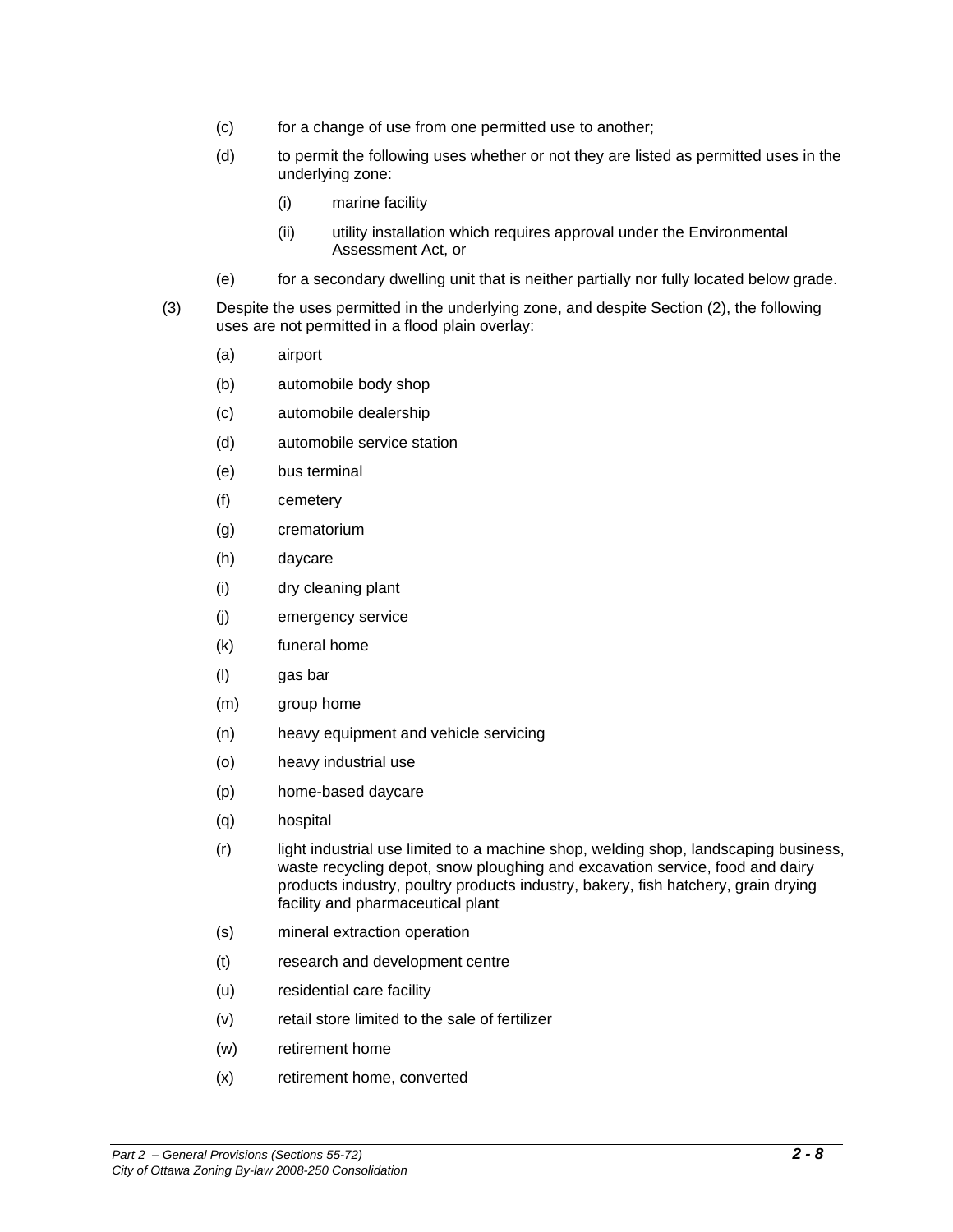(c) for a change of use from one permitted use to another;

(d) to permit the following uses whether or not they are listed as permitted uses in the underlying zone:

  (i) marine facility

  (ii) utility installation which requires approval under the Environmental Assessment Act, or

(e) for a secondary dwelling unit that is neither partially nor fully located below grade.

(3) Despite the uses permitted in the underlying zone, and despite Section (2), the following uses are not permitted in a flood plain overlay:

  (a) airport

  (b) automobile body shop

  (c) automobile dealership

  (d) automobile service station

  (e) bus terminal

  (f) cemetery

  (g) crematorium

  (h) daycare

  (i) dry cleaning plant

  (j) emergency service

  (k) funeral home

  (l) gas bar

  (m) group home

  (n) heavy equipment and vehicle servicing

  (o) heavy industrial use

  (p) home-based daycare

  (q) hospital

  (r) light industrial use limited to a machine shop, welding shop, landscaping business, waste recycling depot, snow ploughing and excavation service, food and dairy products industry, poultry products industry, bakery, fish hatchery, grain drying facility and pharmaceutical plant

  (s) mineral extraction operation

  (t) research and development centre

  (u) residential care facility

  (v) retail store limited to the sale of fertilizer

  (w) retirement home

  (x) retirement home, converted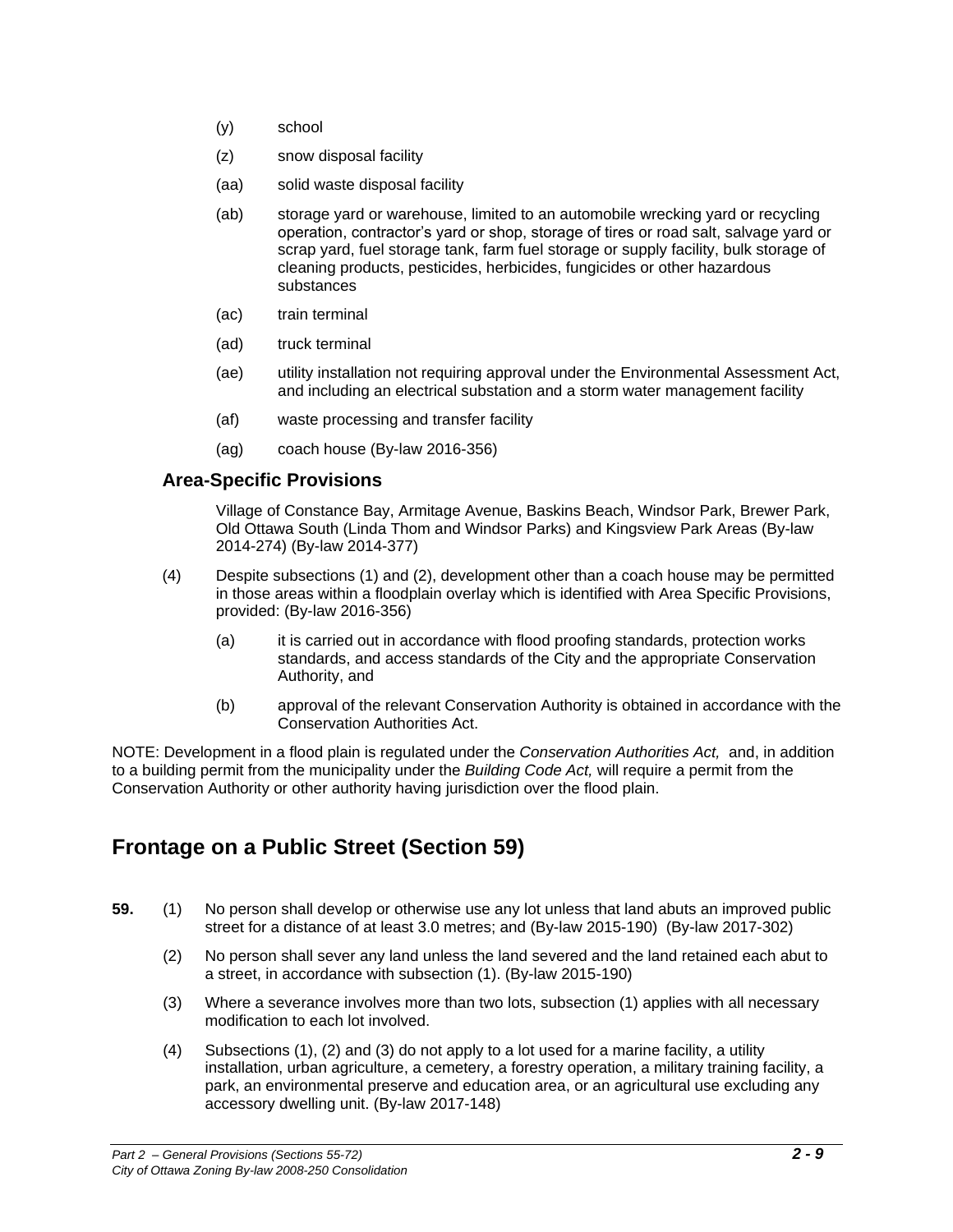(y) school

(z) snow disposal facility

(aa) solid waste disposal facility

(ab) storage yard or warehouse, limited to an automobile wrecking yard or recycling operation, contractor's yard or shop, storage of tires or road salt, salvage yard or scrap yard, fuel storage tank, farm fuel storage or supply facility, bulk storage of cleaning products, pesticides, herbicides, fungicides or other hazardous substances

(ac) train terminal

(ad) truck terminal

(ae) utility installation not requiring approval under the Environmental Assessment Act, and including an electrical substation and a storm water management facility

(af) waste processing and transfer facility

(ag) coach house (By-law 2016-356)

### Area-Specific Provisions

Village of Constance Bay, Armitage Avenue, Baskins Beach, Windsor Park, Brewer Park, Old Ottawa South (Linda Thom and Windsor Parks) and Kingsview Park Areas (By-law 2014-274) (By-law 2014-377)

(4) Despite subsections (1) and (2), development other than a coach house may be permitted in those areas within a floodplain overlay which is identified with Area Specific Provisions, provided: (By-law 2016-356)

(a) it is carried out in accordance with flood proofing standards, protection works standards, and access standards of the City and the appropriate Conservation Authority, and

(b) approval of the relevant Conservation Authority is obtained in accordance with the Conservation Authorities Act.

NOTE: Development in a flood plain is regulated under the *Conservation Authorities Act,* and, in addition to a building permit from the municipality under the *Building Code Act,* will require a permit from the Conservation Authority or other authority having jurisdiction over the flood plain.

## Frontage on a Public Street (Section 59)

**59.** (1) No person shall develop or otherwise use any lot unless that land abuts an improved public street for a distance of at least 3.0 metres; and (By-law 2015-190) (By-law 2017-302)

(2) No person shall sever any land unless the land severed and the land retained each abut to a street, in accordance with subsection (1). (By-law 2015-190)

(3) Where a severance involves more than two lots, subsection (1) applies with all necessary modification to each lot involved.

(4) Subsections (1), (2) and (3) do not apply to a lot used for a marine facility, a utility installation, urban agriculture, a cemetery, a forestry operation, a military training facility, a park, an environmental preserve and education area, or an agricultural use excluding any accessory dwelling unit. (By-law 2017-148)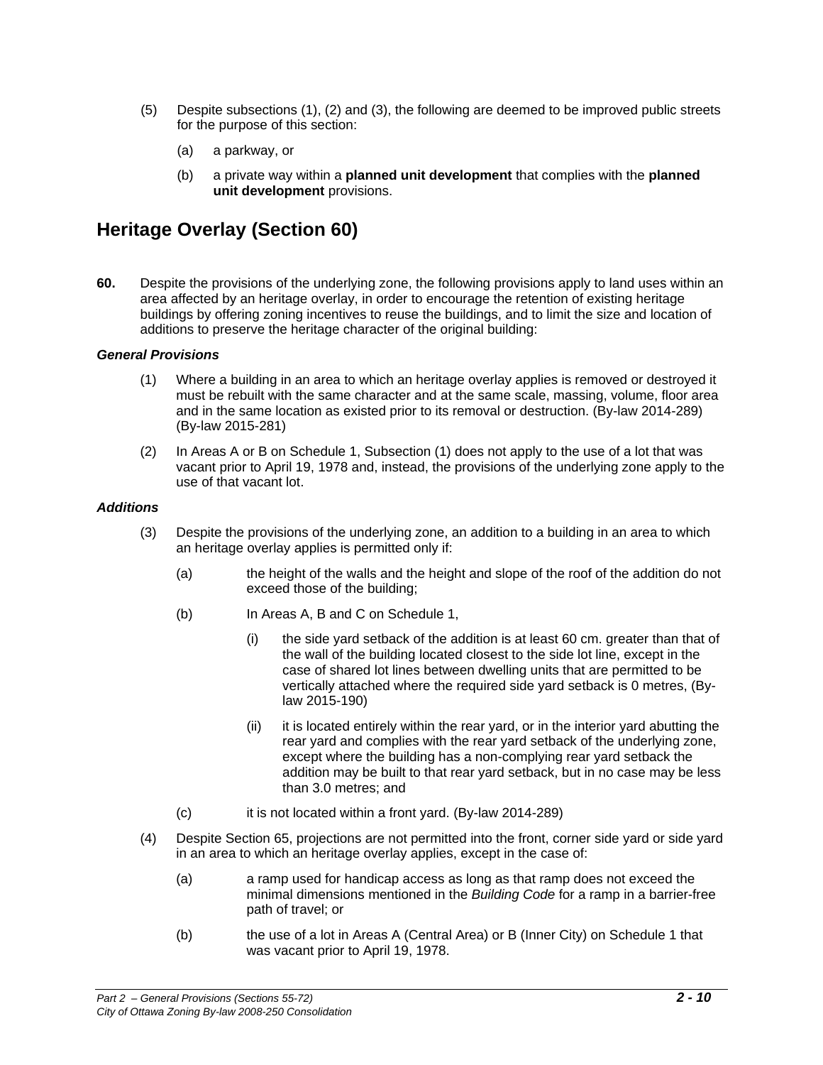(5) Despite subsections (1), (2) and (3), the following are deemed to be improved public streets for the purpose of this section:

(a) a parkway, or

(b) a private way within a **planned unit development** that complies with the **planned unit development** provisions.

## Heritage Overlay (Section 60)

**60.** Despite the provisions of the underlying zone, the following provisions apply to land uses within an area affected by an heritage overlay, in order to encourage the retention of existing heritage buildings by offering zoning incentives to reuse the buildings, and to limit the size and location of additions to preserve the heritage character of the original building:

***General Provisions***

(1) Where a building in an area to which an heritage overlay applies is removed or destroyed it must be rebuilt with the same character and at the same scale, massing, volume, floor area and in the same location as existed prior to its removal or destruction. (By-law 2014-289) (By-law 2015-281)

(2) In Areas A or B on Schedule 1, Subsection (1) does not apply to the use of a lot that was vacant prior to April 19, 1978 and, instead, the provisions of the underlying zone apply to the use of that vacant lot.

***Additions***

(3) Despite the provisions of the underlying zone, an addition to a building in an area to which an heritage overlay applies is permitted only if:

(a) the height of the walls and the height and slope of the roof of the addition do not exceed those of the building;

(b) In Areas A, B and C on Schedule 1,

(i) the side yard setback of the addition is at least 60 cm. greater than that of the wall of the building located closest to the side lot line, except in the case of shared lot lines between dwelling units that are permitted to be vertically attached where the required side yard setback is 0 metres, (By-law 2015-190)

(ii) it is located entirely within the rear yard, or in the interior yard abutting the rear yard and complies with the rear yard setback of the underlying zone, except where the building has a non-complying rear yard setback the addition may be built to that rear yard setback, but in no case may be less than 3.0 metres; and

(c) it is not located within a front yard. (By-law 2014-289)

(4) Despite Section 65, projections are not permitted into the front, corner side yard or side yard in an area to which an heritage overlay applies, except in the case of:

(a) a ramp used for handicap access as long as that ramp does not exceed the minimal dimensions mentioned in the *Building Code* for a ramp in a barrier-free path of travel; or

(b) the use of a lot in Areas A (Central Area) or B (Inner City) on Schedule 1 that was vacant prior to April 19, 1978.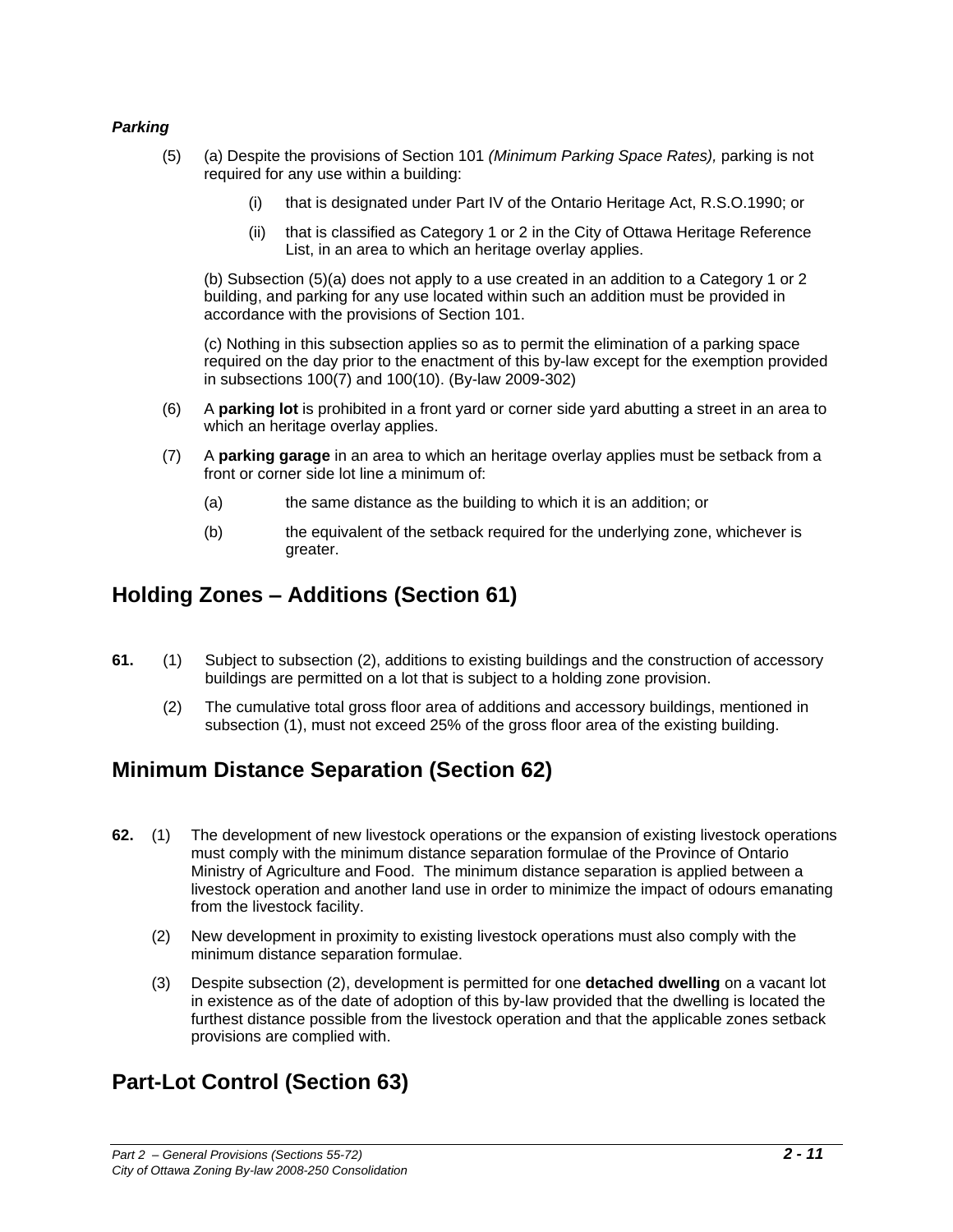***Parking***

(5) (a) Despite the provisions of Section 101 *(Minimum Parking Space Rates),* parking is not required for any use within a building:

(i) that is designated under Part IV of the Ontario Heritage Act, R.S.O.1990; or

(ii) that is classified as Category 1 or 2 in the City of Ottawa Heritage Reference List, in an area to which an heritage overlay applies.

(b) Subsection (5)(a) does not apply to a use created in an addition to a Category 1 or 2 building, and parking for any use located within such an addition must be provided in accordance with the provisions of Section 101.

(c) Nothing in this subsection applies so as to permit the elimination of a parking space required on the day prior to the enactment of this by-law except for the exemption provided in subsections 100(7) and 100(10). (By-law 2009-302)

(6) A **parking lot** is prohibited in a front yard or corner side yard abutting a street in an area to which an heritage overlay applies.

(7) A **parking garage** in an area to which an heritage overlay applies must be setback from a front or corner side lot line a minimum of:

(a) the same distance as the building to which it is an addition; or

(b) the equivalent of the setback required for the underlying zone, whichever is greater.

## Holding Zones – Additions (Section 61)

**61.** (1) Subject to subsection (2), additions to existing buildings and the construction of accessory buildings are permitted on a lot that is subject to a holding zone provision.

(2) The cumulative total gross floor area of additions and accessory buildings, mentioned in subsection (1), must not exceed 25% of the gross floor area of the existing building.

## Minimum Distance Separation (Section 62)

**62.** (1) The development of new livestock operations or the expansion of existing livestock operations must comply with the minimum distance separation formulae of the Province of Ontario Ministry of Agriculture and Food. The minimum distance separation is applied between a livestock operation and another land use in order to minimize the impact of odours emanating from the livestock facility.

(2) New development in proximity to existing livestock operations must also comply with the minimum distance separation formulae.

(3) Despite subsection (2), development is permitted for one **detached dwelling** on a vacant lot in existence as of the date of adoption of this by-law provided that the dwelling is located the furthest distance possible from the livestock operation and that the applicable zones setback provisions are complied with.

## Part-Lot Control (Section 63)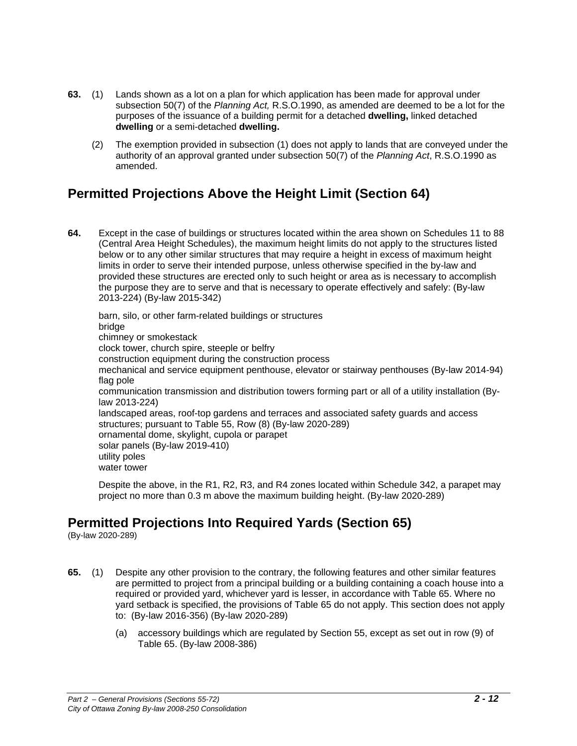**63.** (1) Lands shown as a lot on a plan for which application has been made for approval under subsection 50(7) of the *Planning Act,* R.S.O.1990, as amended are deemed to be a lot for the purposes of the issuance of a building permit for a detached **dwelling,** linked detached **dwelling** or a semi-detached **dwelling.**

(2) The exemption provided in subsection (1) does not apply to lands that are conveyed under the authority of an approval granted under subsection 50(7) of the *Planning Act*, R.S.O.1990 as amended.

## Permitted Projections Above the Height Limit (Section 64)

**64.** Except in the case of buildings or structures located within the area shown on Schedules 11 to 88 (Central Area Height Schedules), the maximum height limits do not apply to the structures listed below or to any other similar structures that may require a height in excess of maximum height limits in order to serve their intended purpose, unless otherwise specified in the by-law and provided these structures are erected only to such height or area as is necessary to accomplish the purpose they are to serve and that is necessary to operate effectively and safely: (By-law 2013-224) (By-law 2015-342)

barn, silo, or other farm-related buildings or structures
bridge
chimney or smokestack
clock tower, church spire, steeple or belfry
construction equipment during the construction process
mechanical and service equipment penthouse, elevator or stairway penthouses (By-law 2014-94)
flag pole
communication transmission and distribution towers forming part or all of a utility installation (By-law 2013-224)
landscaped areas, roof-top gardens and terraces and associated safety guards and access structures; pursuant to Table 55, Row (8) (By-law 2020-289)
ornamental dome, skylight, cupola or parapet
solar panels (By-law 2019-410)
utility poles
water tower

Despite the above, in the R1, R2, R3, and R4 zones located within Schedule 342, a parapet may project no more than 0.3 m above the maximum building height. (By-law 2020-289)

## Permitted Projections Into Required Yards (Section 65)

(By-law 2020-289)

**65.** (1) Despite any other provision to the contrary, the following features and other similar features are permitted to project from a principal building or a building containing a coach house into a required or provided yard, whichever yard is lesser, in accordance with Table 65. Where no yard setback is specified, the provisions of Table 65 do not apply. This section does not apply to: (By-law 2016-356) (By-law 2020-289)

(a) accessory buildings which are regulated by Section 55, except as set out in row (9) of Table 65. (By-law 2008-386)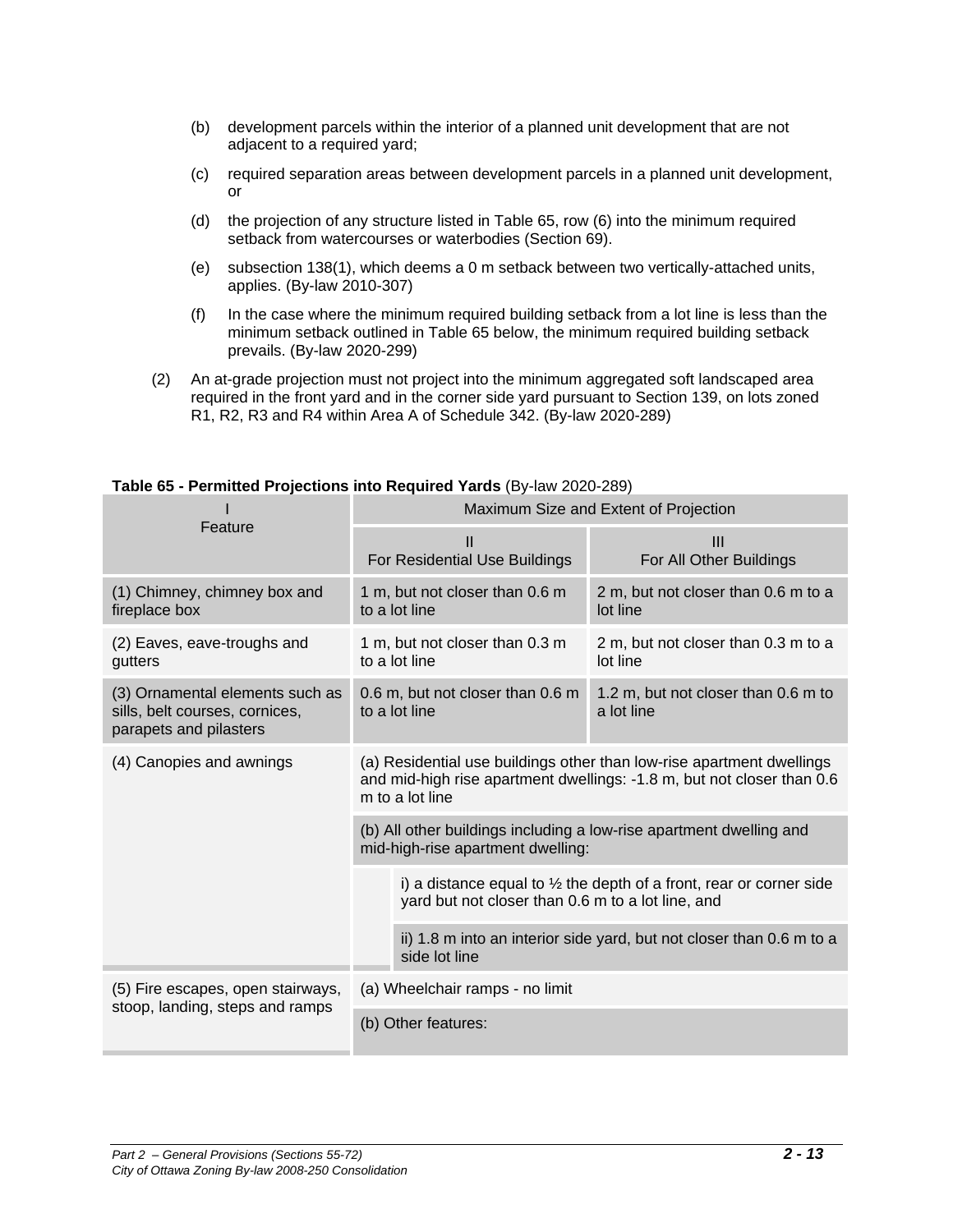(b) development parcels within the interior of a planned unit development that are not adjacent to a required yard;

(c) required separation areas between development parcels in a planned unit development, or

(d) the projection of any structure listed in Table 65, row (6) into the minimum required setback from watercourses or waterbodies (Section 69).

(e) subsection 138(1), which deems a 0 m setback between two vertically-attached units, applies. (By-law 2010-307)

(f) In the case where the minimum required building setback from a lot line is less than the minimum setback outlined in Table 65 below, the minimum required building setback prevails. (By-law 2020-299)

(2) An at-grade projection must not project into the minimum aggregated soft landscaped area required in the front yard and in the corner side yard pursuant to Section 139, on lots zoned R1, R2, R3 and R4 within Area A of Schedule 342. (By-law 2020-289)

**Table 65 - Permitted Projections into Required Yards** (By-law 2020-289)

| I<br>Feature | Maximum Size and Extent of Projection | |
|---|---|---|
| | II<br>For Residential Use Buildings | III<br>For All Other Buildings |
| (1) Chimney, chimney box and fireplace box | 1 m, but not closer than 0.6 m to a lot line | 2 m, but not closer than 0.6 m to a lot line |
| (2) Eaves, eave-troughs and gutters | 1 m, but not closer than 0.3 m to a lot line | 2 m, but not closer than 0.3 m to a lot line |
| (3) Ornamental elements such as sills, belt courses, cornices, parapets and pilasters | 0.6 m, but not closer than 0.6 m to a lot line | 1.2 m, but not closer than 0.6 m to a lot line |
| (4) Canopies and awnings | (a) Residential use buildings other than low-rise apartment dwellings and mid-high rise apartment dwellings: -1.8 m, but not closer than 0.6 m to a lot line | |
| | (b) All other buildings including a low-rise apartment dwelling and mid-high-rise apartment dwelling: | |
| | i) a distance equal to ½ the depth of a front, rear or corner side yard but not closer than 0.6 m to a lot line, and | |
| | ii) 1.8 m into an interior side yard, but not closer than 0.6 m to a side lot line | |
| (5) Fire escapes, open stairways, stoop, landing, steps and ramps | (a) Wheelchair ramps - no limit | |
| | (b) Other features: | |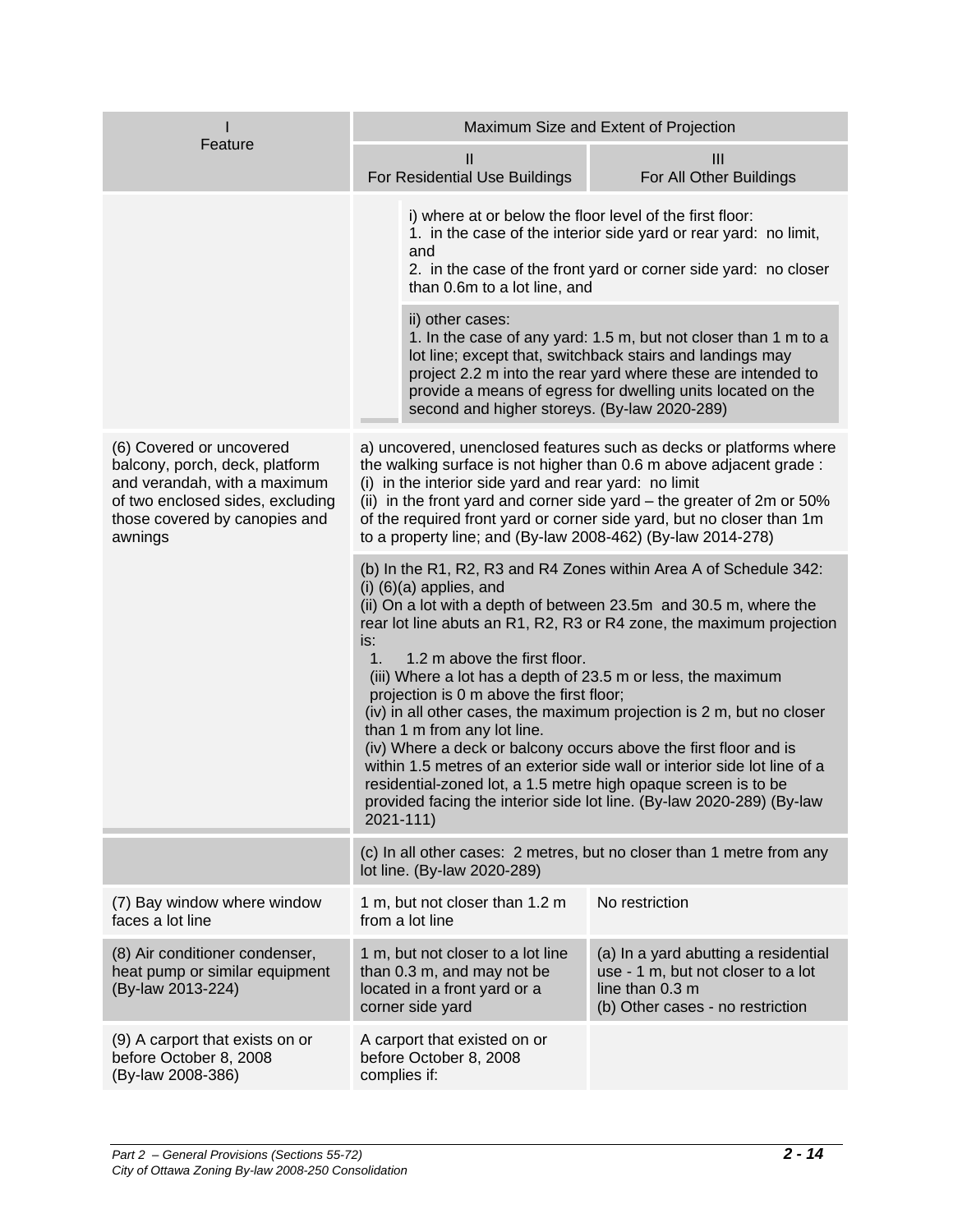| I Feature | Maximum Size and Extent of Projection | |
|---|---|---|
| | II For Residential Use Buildings | III For All Other Buildings |
| | i) where at or below the floor level of the first floor:<br>1. in the case of the interior side yard or rear yard: no limit, and<br>2. in the case of the front yard or corner side yard: no closer than 0.6m to a lot line, and<br><br>ii) other cases:<br>1. In the case of any yard: 1.5 m, but not closer than 1 m to a lot line; except that, switchback stairs and landings may project 2.2 m into the rear yard where these are intended to provide a means of egress for dwelling units located on the second and higher storeys. (By-law 2020-289) | |
| (6) Covered or uncovered balcony, porch, deck, platform and verandah, with a maximum of two enclosed sides, excluding those covered by canopies and awnings | a) uncovered, unenclosed features such as decks or platforms where the walking surface is not higher than 0.6 m above adjacent grade :<br>(i) in the interior side yard and rear yard: no limit<br>(ii) in the front yard and corner side yard – the greater of 2m or 50% of the required front yard or corner side yard, but no closer than 1m to a property line; and (By-law 2008-462) (By-law 2014-278)<br><br>(b) In the R1, R2, R3 and R4 Zones within Area A of Schedule 342:<br>(i) (6)(a) applies, and<br>(ii) On a lot with a depth of between 23.5m and 30.5 m, where the rear lot line abuts an R1, R2, R3 or R4 zone, the maximum projection is:<br>1. 1.2 m above the first floor.<br>(iii) Where a lot has a depth of 23.5 m or less, the maximum projection is 0 m above the first floor;<br>(iv) in all other cases, the maximum projection is 2 m, but no closer than 1 m from any lot line.<br>(iv) Where a deck or balcony occurs above the first floor and is within 1.5 metres of an exterior side wall or interior side lot line of a residential-zoned lot, a 1.5 metre high opaque screen is to be provided facing the interior side lot line. (By-law 2020-289) (By-law 2021-111) | |
| | (c) In all other cases: 2 metres, but no closer than 1 metre from any lot line. (By-law 2020-289) | |
| (7) Bay window where window faces a lot line | 1 m, but not closer than 1.2 m from a lot line | No restriction |
| (8) Air conditioner condenser, heat pump or similar equipment (By-law 2013-224) | 1 m, but not closer to a lot line than 0.3 m, and may not be located in a front yard or a corner side yard | (a) In a yard abutting a residential use - 1 m, but not closer to a lot line than 0.3 m<br>(b) Other cases - no restriction |
| (9) A carport that exists on or before October 8, 2008 (By-law 2008-386) | A carport that existed on or before October 8, 2008 complies if: | |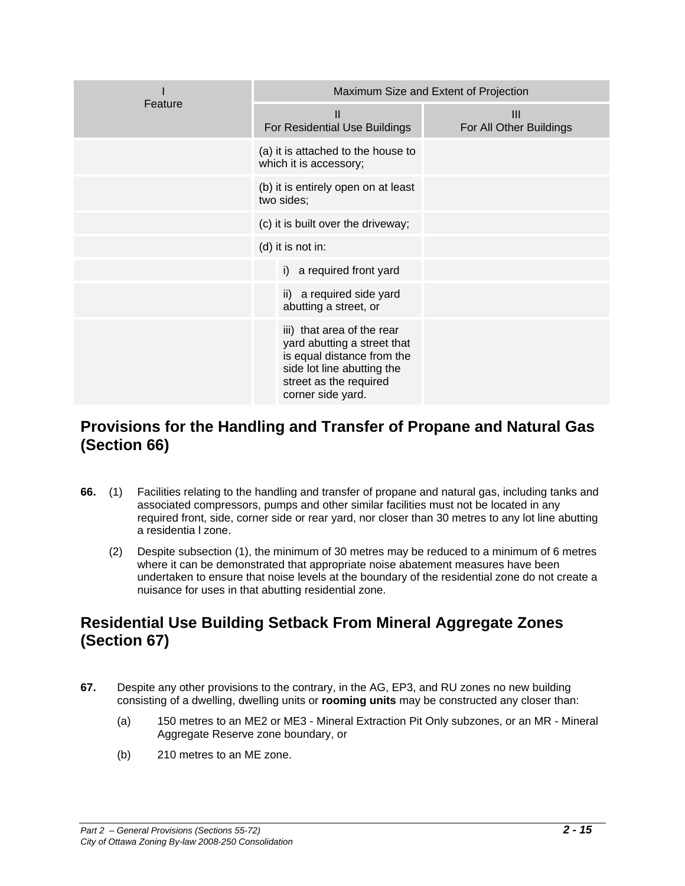| I<br>Feature | Maximum Size and Extent of Projection | |
|---|---|---|
| | II<br>For Residential Use Buildings | III<br>For All Other Buildings |
| | (a) it is attached to the house to which it is accessory; | |
| | (b) it is entirely open on at least two sides; | |
| | (c) it is built over the driveway; | |
| | (d) it is not in: | |
| | i) a required front yard | |
| | ii) a required side yard abutting a street, or | |
| | iii) that area of the rear yard abutting a street that is equal distance from the side lot line abutting the street as the required corner side yard. | |

## Provisions for the Handling and Transfer of Propane and Natural Gas (Section 66)

**66.** (1) Facilities relating to the handling and transfer of propane and natural gas, including tanks and associated compressors, pumps and other similar facilities must not be located in any required front, side, corner side or rear yard, nor closer than 30 metres to any lot line abutting a residentia l zone.

(2) Despite subsection (1), the minimum of 30 metres may be reduced to a minimum of 6 metres where it can be demonstrated that appropriate noise abatement measures have been undertaken to ensure that noise levels at the boundary of the residential zone do not create a nuisance for uses in that abutting residential zone.

## Residential Use Building Setback From Mineral Aggregate Zones (Section 67)

**67.** Despite any other provisions to the contrary, in the AG, EP3, and RU zones no new building consisting of a dwelling, dwelling units or **rooming units** may be constructed any closer than:

(a) 150 metres to an ME2 or ME3 - Mineral Extraction Pit Only subzones, or an MR - Mineral Aggregate Reserve zone boundary, or

(b) 210 metres to an ME zone.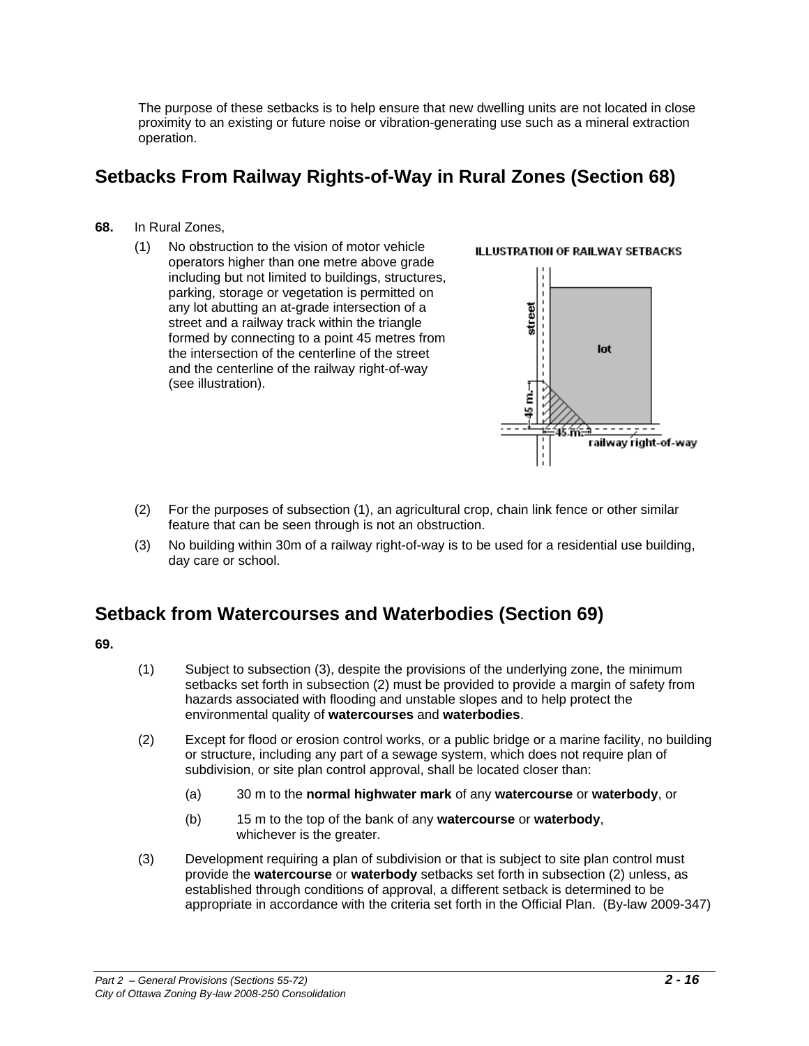The purpose of these setbacks is to help ensure that new dwelling units are not located in close proximity to an existing or future noise or vibration-generating use such as a mineral extraction operation.

## Setbacks From Railway Rights-of-Way in Rural Zones (Section 68)

**68.** In Rural Zones,

(1) No obstruction to the vision of motor vehicle operators higher than one metre above grade including but not limited to buildings, structures, parking, storage or vegetation is permitted on any lot abutting an at-grade intersection of a street and a railway track within the triangle formed by connecting to a point 45 metres from the intersection of the centerline of the street and the centerline of the railway right-of-way (see illustration).

**ILLUSTRATION OF RAILWAY SETBACKS**

(2) For the purposes of subsection (1), an agricultural crop, chain link fence or other similar feature that can be seen through is not an obstruction.

(3) No building within 30m of a railway right-of-way is to be used for a residential use building, day care or school.

## Setback from Watercourses and Waterbodies (Section 69)

**69.**

(1) Subject to subsection (3), despite the provisions of the underlying zone, the minimum setbacks set forth in subsection (2) must be provided to provide a margin of safety from hazards associated with flooding and unstable slopes and to help protect the environmental quality of **watercourses** and **waterbodies**.

(2) Except for flood or erosion control works, or a public bridge or a marine facility, no building or structure, including any part of a sewage system, which does not require plan of subdivision, or site plan control approval, shall be located closer than:

(a) 30 m to the **normal highwater mark** of any **watercourse** or **waterbody**, or

(b) 15 m to the top of the bank of any **watercourse** or **waterbody**, whichever is the greater.

(3) Development requiring a plan of subdivision or that is subject to site plan control must provide the **watercourse** or **waterbody** setbacks set forth in subsection (2) unless, as established through conditions of approval, a different setback is determined to be appropriate in accordance with the criteria set forth in the Official Plan. (By-law 2009-347)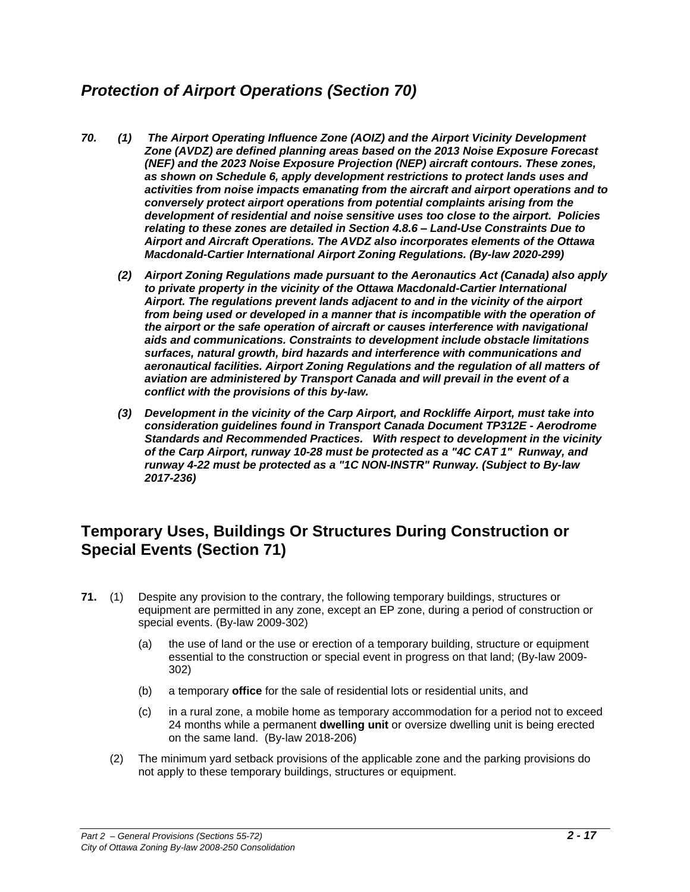## *Protection of Airport Operations (Section 70)*

***70. (1) The Airport Operating Influence Zone (AOIZ) and the Airport Vicinity Development Zone (AVDZ) are defined planning areas based on the 2013 Noise Exposure Forecast (NEF) and the 2023 Noise Exposure Projection (NEP) aircraft contours. These zones, as shown on Schedule 6, apply development restrictions to protect lands uses and activities from noise impacts emanating from the aircraft and airport operations and to conversely protect airport operations from potential complaints arising from the development of residential and noise sensitive uses too close to the airport. Policies relating to these zones are detailed in Section 4.8.6 – Land-Use Constraints Due to Airport and Aircraft Operations. The AVDZ also incorporates elements of the Ottawa Macdonald-Cartier International Airport Zoning Regulations. (By-law 2020-299)***

***(2) Airport Zoning Regulations made pursuant to the Aeronautics Act (Canada) also apply to private property in the vicinity of the Ottawa Macdonald-Cartier International Airport. The regulations prevent lands adjacent to and in the vicinity of the airport from being used or developed in a manner that is incompatible with the operation of the airport or the safe operation of aircraft or causes interference with navigational aids and communications. Constraints to development include obstacle limitations surfaces, natural growth, bird hazards and interference with communications and aeronautical facilities. Airport Zoning Regulations and the regulation of all matters of aviation are administered by Transport Canada and will prevail in the event of a conflict with the provisions of this by-law.***

***(3) Development in the vicinity of the Carp Airport, and Rockliffe Airport, must take into consideration guidelines found in Transport Canada Document TP312E - Aerodrome Standards and Recommended Practices. With respect to development in the vicinity of the Carp Airport, runway 10-28 must be protected as a "4C CAT 1" Runway, and runway 4-22 must be protected as a "1C NON-INSTR" Runway. (Subject to By-law 2017-236)***

## Temporary Uses, Buildings Or Structures During Construction or Special Events (Section 71)

**71.** (1) Despite any provision to the contrary, the following temporary buildings, structures or equipment are permitted in any zone, except an EP zone, during a period of construction or special events. (By-law 2009-302)

(a) the use of land or the use or erection of a temporary building, structure or equipment essential to the construction or special event in progress on that land; (By-law 2009-302)

(b) a temporary **office** for the sale of residential lots or residential units, and

(c) in a rural zone, a mobile home as temporary accommodation for a period not to exceed 24 months while a permanent **dwelling unit** or oversize dwelling unit is being erected on the same land. (By-law 2018-206)

(2) The minimum yard setback provisions of the applicable zone and the parking provisions do not apply to these temporary buildings, structures or equipment.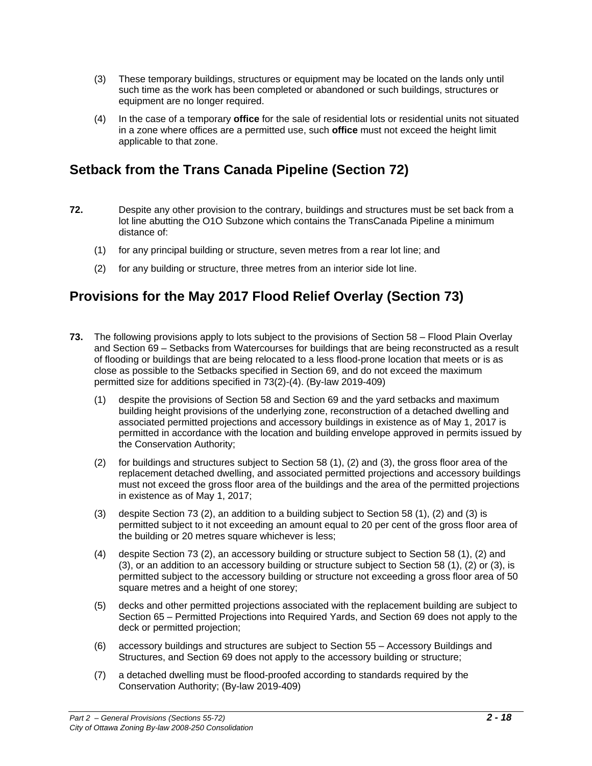(3) These temporary buildings, structures or equipment may be located on the lands only until such time as the work has been completed or abandoned or such buildings, structures or equipment are no longer required.

(4) In the case of a temporary **office** for the sale of residential lots or residential units not situated in a zone where offices are a permitted use, such **office** must not exceed the height limit applicable to that zone.

## Setback from the Trans Canada Pipeline (Section 72)

**72.** Despite any other provision to the contrary, buildings and structures must be set back from a lot line abutting the O1O Subzone which contains the TransCanada Pipeline a minimum distance of:

(1) for any principal building or structure, seven metres from a rear lot line; and

(2) for any building or structure, three metres from an interior side lot line.

## Provisions for the May 2017 Flood Relief Overlay (Section 73)

**73.** The following provisions apply to lots subject to the provisions of Section 58 – Flood Plain Overlay and Section 69 – Setbacks from Watercourses for buildings that are being reconstructed as a result of flooding or buildings that are being relocated to a less flood-prone location that meets or is as close as possible to the Setbacks specified in Section 69, and do not exceed the maximum permitted size for additions specified in 73(2)-(4). (By-law 2019-409)

(1) despite the provisions of Section 58 and Section 69 and the yard setbacks and maximum building height provisions of the underlying zone, reconstruction of a detached dwelling and associated permitted projections and accessory buildings in existence as of May 1, 2017 is permitted in accordance with the location and building envelope approved in permits issued by the Conservation Authority;

(2) for buildings and structures subject to Section 58 (1), (2) and (3), the gross floor area of the replacement detached dwelling, and associated permitted projections and accessory buildings must not exceed the gross floor area of the buildings and the area of the permitted projections in existence as of May 1, 2017;

(3) despite Section 73 (2), an addition to a building subject to Section 58 (1), (2) and (3) is permitted subject to it not exceeding an amount equal to 20 per cent of the gross floor area of the building or 20 metres square whichever is less;

(4) despite Section 73 (2), an accessory building or structure subject to Section 58 (1), (2) and (3), or an addition to an accessory building or structure subject to Section 58 (1), (2) or (3), is permitted subject to the accessory building or structure not exceeding a gross floor area of 50 square metres and a height of one storey;

(5) decks and other permitted projections associated with the replacement building are subject to Section 65 – Permitted Projections into Required Yards, and Section 69 does not apply to the deck or permitted projection;

(6) accessory buildings and structures are subject to Section 55 – Accessory Buildings and Structures, and Section 69 does not apply to the accessory building or structure;

(7) a detached dwelling must be flood-proofed according to standards required by the Conservation Authority; (By-law 2019-409)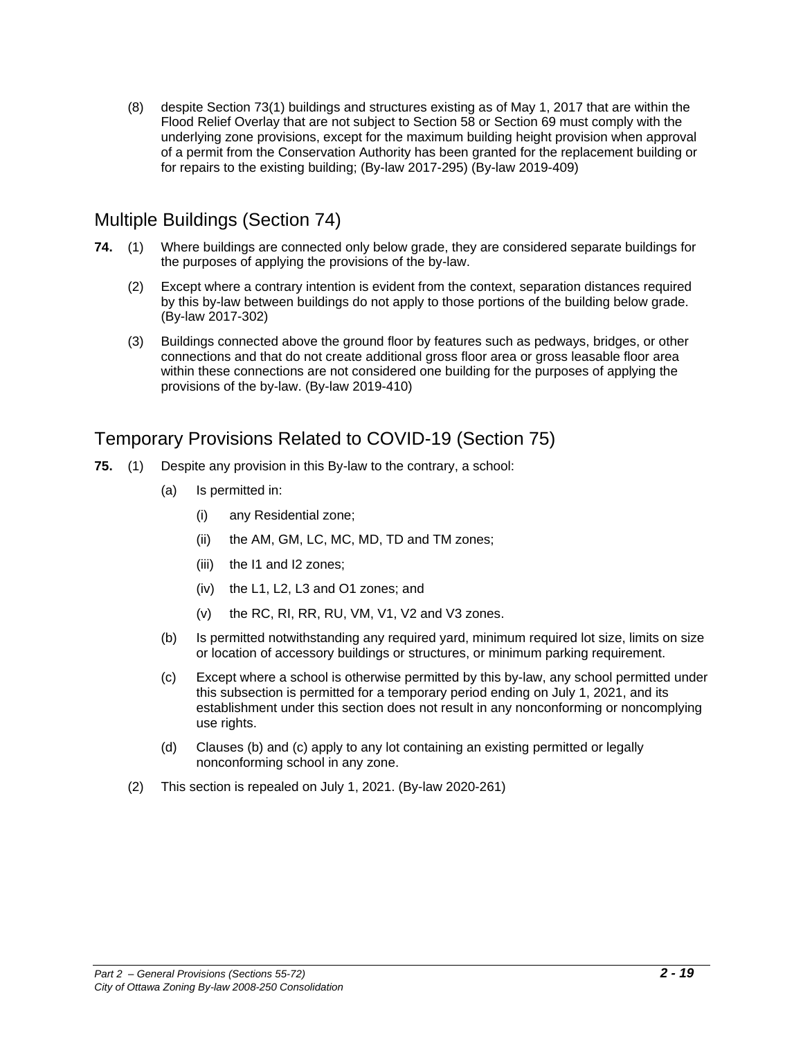(8) despite Section 73(1) buildings and structures existing as of May 1, 2017 that are within the Flood Relief Overlay that are not subject to Section 58 or Section 69 must comply with the underlying zone provisions, except for the maximum building height provision when approval of a permit from the Conservation Authority has been granted for the replacement building or for repairs to the existing building; (By-law 2017-295) (By-law 2019-409)

## Multiple Buildings (Section 74)

**74.** (1) Where buildings are connected only below grade, they are considered separate buildings for the purposes of applying the provisions of the by-law.

(2) Except where a contrary intention is evident from the context, separation distances required by this by-law between buildings do not apply to those portions of the building below grade. (By-law 2017-302)

(3) Buildings connected above the ground floor by features such as pedways, bridges, or other connections and that do not create additional gross floor area or gross leasable floor area within these connections are not considered one building for the purposes of applying the provisions of the by-law. (By-law 2019-410)

## Temporary Provisions Related to COVID-19 (Section 75)

**75.** (1) Despite any provision in this By-law to the contrary, a school:

(a) Is permitted in:

(i) any Residential zone;

(ii) the AM, GM, LC, MC, MD, TD and TM zones;

(iii) the I1 and I2 zones;

(iv) the L1, L2, L3 and O1 zones; and

(v) the RC, RI, RR, RU, VM, V1, V2 and V3 zones.

(b) Is permitted notwithstanding any required yard, minimum required lot size, limits on size or location of accessory buildings or structures, or minimum parking requirement.

(c) Except where a school is otherwise permitted by this by-law, any school permitted under this subsection is permitted for a temporary period ending on July 1, 2021, and its establishment under this section does not result in any nonconforming or noncomplying use rights.

(d) Clauses (b) and (c) apply to any lot containing an existing permitted or legally nonconforming school in any zone.

(2) This section is repealed on July 1, 2021. (By-law 2020-261)